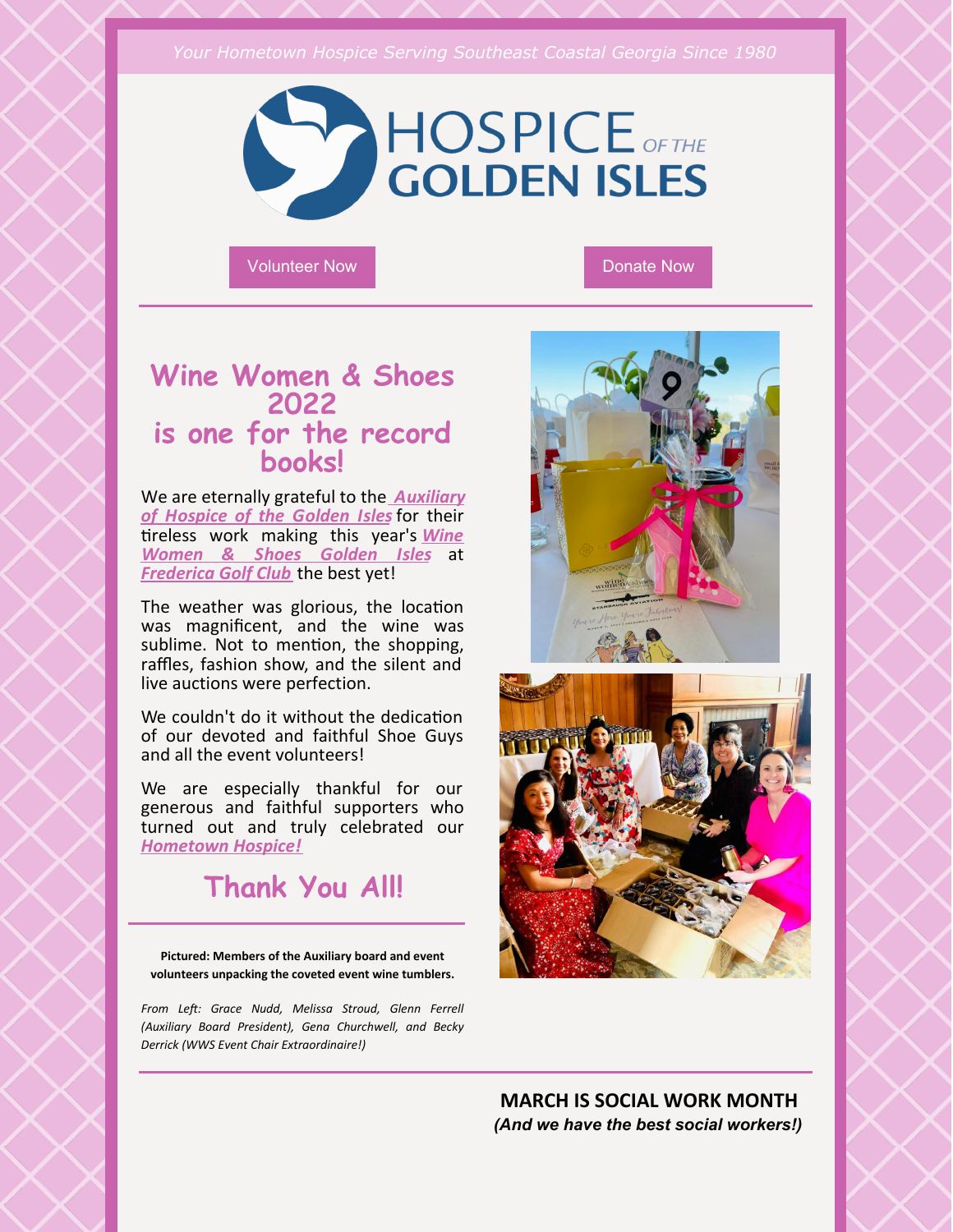*Your Hometown Hospice Serving Southeast Coastal Georgia Since 1980*

HOSPICE OF THE GOLDEN ISLES

Volunteer Now

Donate Now

## Wine Women & Shoes 2022 is one for the record books!

We are eternally grateful to the ***Auxiliary of Hospice of the Golden Isles*** for their tireless work making this year's ***Wine Women & Shoes Golden Isles*** at ***Frederica Golf Club*** the best yet!

The weather was glorious, the location was magnificent, and the wine was sublime. Not to mention, the shopping, raffles, fashion show, and the silent and live auctions were perfection.

We couldn't do it without the dedication of our devoted and faithful Shoe Guys and all the event volunteers!

We are especially thankful for our generous and faithful supporters who turned out and truly celebrated our ***Hometown Hospice!***

## Thank You All!

**Pictured: Members of the Auxiliary board and event volunteers unpacking the coveted event wine tumblers.**

*From Left: Grace Nudd, Melissa Stroud, Glenn Ferrell (Auxiliary Board President), Gena Churchwell, and Becky Derrick (WWS Event Chair Extraordinaire!)*

**MARCH IS SOCIAL WORK MONTH**

***(And we have the best social workers!)***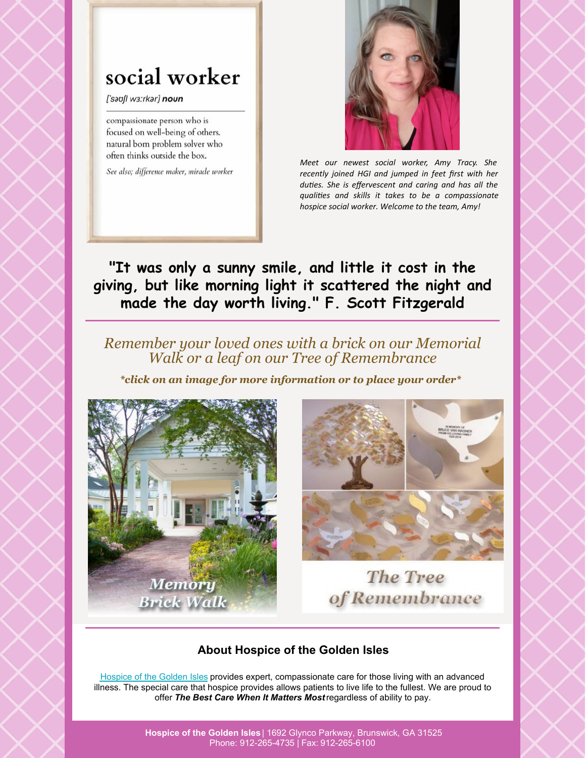social worker

['səʊʃl wɜːrkər] **noun**

compassionate person who is focused on well-being of others. natural born problem solver who often thinks outside the box.

*See also; difference maker, miracle worker*

*Meet our newest social worker, Amy Tracy. She recently joined HGI and jumped in feet first with her duties. She is effervescent and caring and has all the qualities and skills it takes to be a compassionate hospice social worker. Welcome to the team, Amy!*

**"It was only a sunny smile, and little it cost in the giving, but like morning light it scattered the night and made the day worth living." F. Scott Fitzgerald**

---

*Remember your loved ones with a brick on our Memorial Walk or a leaf on our Tree of Remembrance*

***click on an image for more information or to place your order***

Memory Brick Walk

The Tree of Remembrance

---

### About Hospice of the Golden Isles

Hospice of the Golden Isles provides expert, compassionate care for those living with an advanced illness. The special care that hospice provides allows patients to live life to the fullest. We are proud to offer ***The Best Care When It Matters Most*** regardless of ability to pay.

**Hospice of the Golden Isles** | 1692 Glynco Parkway, Brunswick, GA 31525
Phone: 912-265-4735 | Fax: 912-265-6100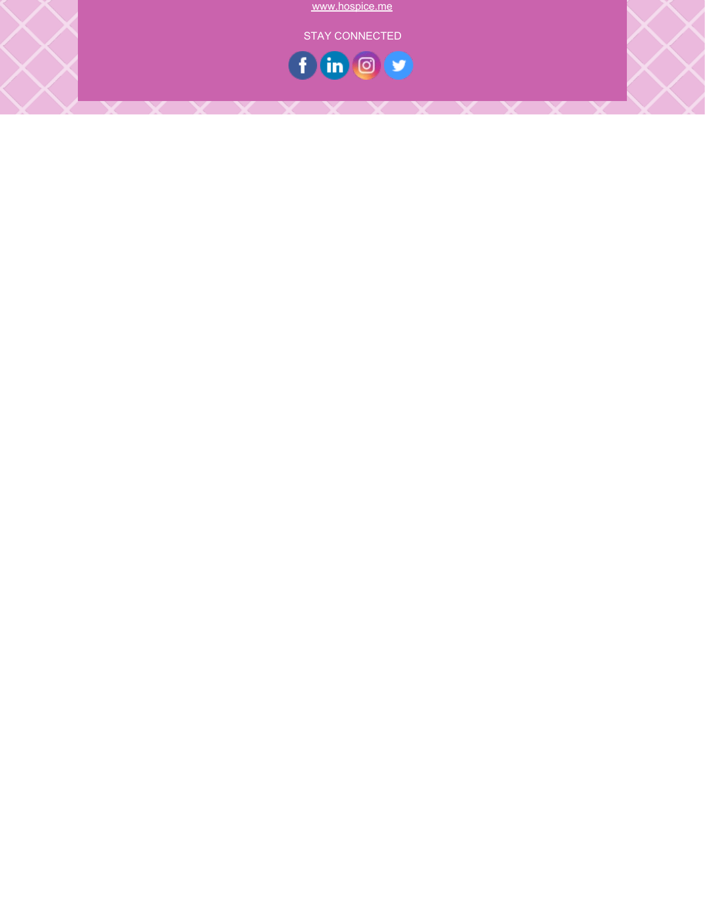[www.hospice.me](http://www.hospice.me)

STAY CONNECTED